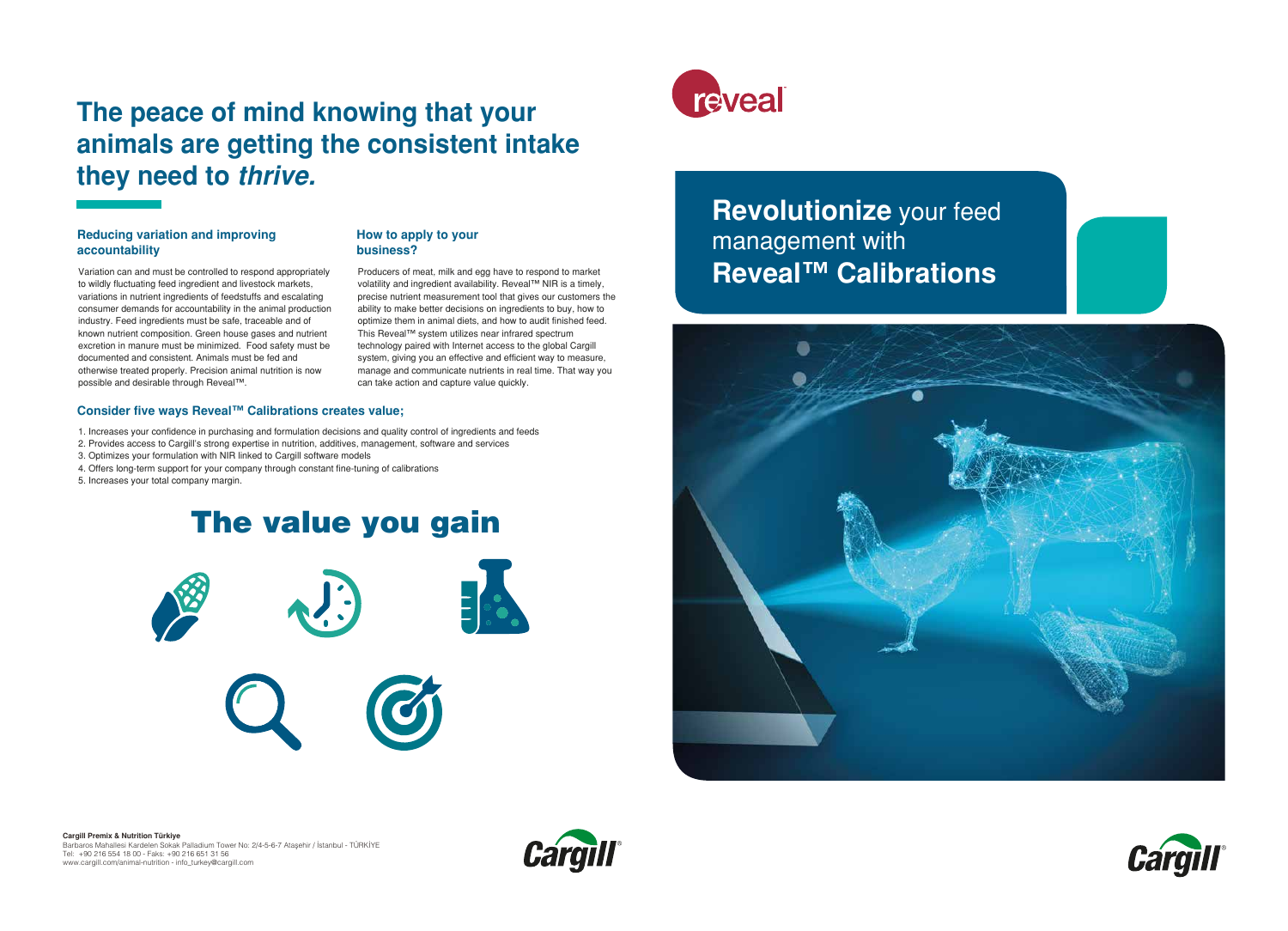# The peace of mind knowing that your animals are getting the consistent intake they need to *thrive.*

## Reducing variation and improving accountability

Variation can and must be controlled to respond appropriately to wildly fluctuating feed ingredient and livestock markets, variations in nutrient ingredients of feedstuffs and escalating consumer demands for accountability in the animal production industry. Feed ingredients must be safe, traceable and of known nutrient composition. Green house gases and nutrient excretion in manure must be minimized. Food safety must be documented and consistent. Animals must be fed and otherwise treated properly. Precision animal nutrition is now possible and desirable through Reveal™.

## How to apply to your business?

Producers of meat, milk and egg have to respond to market volatility and ingredient availability. Reveal™ NIR is a timely, precise nutrient measurement tool that gives our customers the ability to make better decisions on ingredients to buy, how to optimize them in animal diets, and how to audit finished feed. This Reveal™ system utilizes near infrared spectrum technology paired with Internet access to the global Cargill system, giving you an effective and efficient way to measure, manage and communicate nutrients in real time. That way you can take action and capture value quickly.

## Consider five ways Reveal™ Calibrations creates value;

1. Increases your confidence in purchasing and formulation decisions and quality control of ingredients and feeds
2. Provides access to Cargill's strong expertise in nutrition, additives, management, software and services
3. Optimizes your formulation with NIR linked to Cargill software models
4. Offers long-term support for your company through constant fine-tuning of calibrations
5. Increases your total company margin.

## The value you gain

**Cargill Premix & Nutrition Türkiye**
Barbaros Mahallesi Kardelen Sokak Palladium Tower No: 2/4-5-6-7 Ataşehir / İstanbul - TÜRKİYE
Tel: +90 216 554 18 00 - Faks: +90 216 651 31 56
www.cargill.com/animal-nutrition - info_turkey@cargill.com

reveal

# **Revolutionize** your feed management with **Reveal™ Calibrations**

Cargill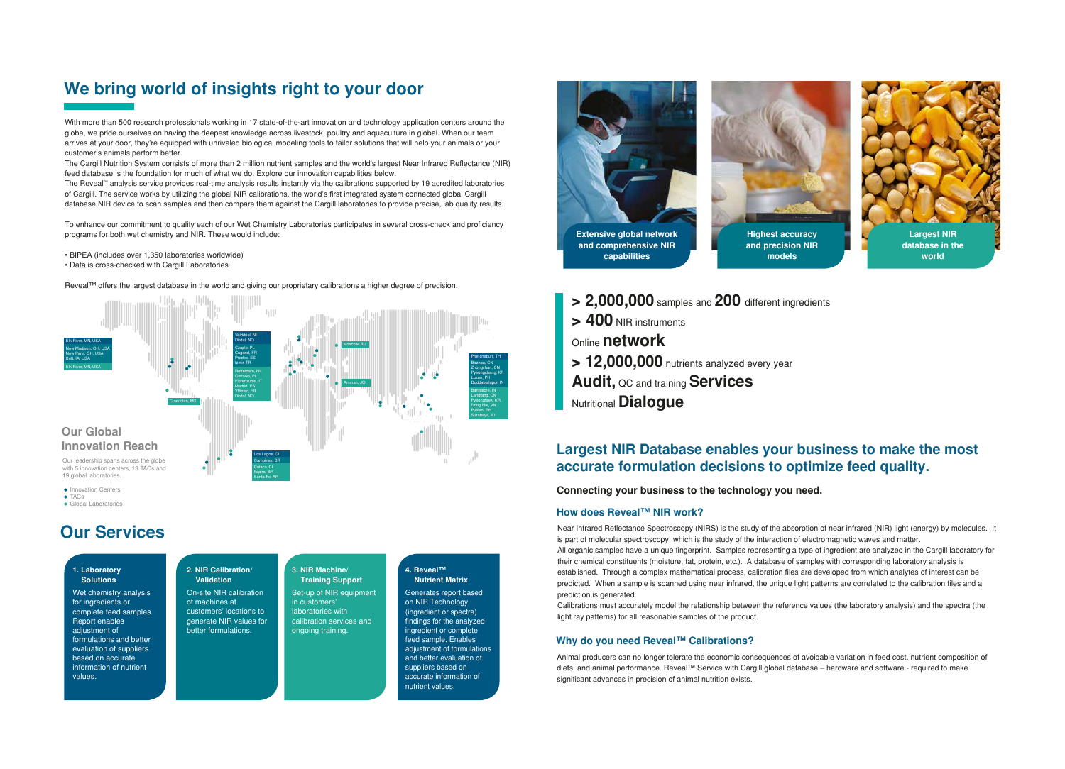# We bring world of insights right to your door

With more than 500 research professionals working in 17 state-of-the-art innovation and technology application centers around the globe, we pride ourselves on having the deepest knowledge across livestock, poultry and aquaculture in global. When our team arrives at your door, they're equipped with unrivaled biological modeling tools to tailor solutions that will help your animals or your customer's animals perform better.

The Cargill Nutrition System consists of more than 2 million nutrient samples and the world's largest Near Infrared Reflectance (NIR) feed database is the foundation for much of what we do. Explore our innovation capabilities below.

The Reveal™ analysis service provides real-time analysis results instantly via the calibrations supported by 19 acredited laboratories of Cargill. The service works by utilizing the global NIR calibrations, the world's first integrated system connected global Cargill database NIR device to scan samples and then compare them against the Cargill laboratories to provide precise, lab quality results.

To enhance our commitment to quality each of our Wet Chemistry Laboratories participates in several cross-check and proficiency programs for both wet chemistry and NIR. These would include:

- BIPEA (includes over 1,350 laboratories worldwide)
- Data is cross-checked with Cargill Laboratories

Reveal™ offers the largest database in the world and giving our proprietary calibrations a higher degree of precision.

Elk River, MN, USA
New Madison, OH, USA
New Paris, OH, USA
Britt, IA, USA
Elk River, MN, USA

Velddriel, NL
Dirdal, NO
Czapla, PL
Cugand, FR
Prades, ES
Izmir, TR
Rotterdam, NL
Ozorow, PL
Fiorenzuola, IT
Madrid, ES
Yffiniac, FR
Dirdal, NO

Moscow, RU

Amman, JO

Phetchaburi, TH
Baizhou, CN
Zhongshan, CN
Pyeongtaek, KR
Luzon, PH
Doddaballapur, IN
Bangalore, IN
Langfang, CN
Pyeongtaek, KR
Dong Nai, VN
Pulilan, PH
Surabaya, ID

Cuautitlan, MX

Los Lagos, CL
Campinas, BR
Colaco, CL
Itapira, BR
Santa Fe, AR

## Our Global Innovation Reach

Our leadership spans across the globe with 5 innovation centers, 13 TACs and 19 global laboratories.

- Innovation Centers
- TACs
- Global Laboratories

## Our Services

**1. Laboratory Solutions**

Wet chemistry analysis for ingredients or complete feed samples. Report enables adjustment of formulations and better evaluation of suppliers based on accurate information of nutrient values.

**2. NIR Calibration/ Validation**

On-site NIR calibration of machines at customers' locations to generate NIR values for better formulations.

**3. NIR Machine/ Training Support**

Set-up of NIR equipment in customers' laboratories with calibration services and ongoing training.

**4. Reveal™ Nutrient Matrix**

Generates report based on NIR Technology (ingredient or spectra) findings for the analyzed ingredient or complete feed sample. Enables adjustment of formulations and better evaluation of suppliers based on accurate information of nutrient values.

**Extensive global network and comprehensive NIR capabilities**

**Highest accuracy and precision NIR models**

**Largest NIR database in the world**

**> 2,000,000** samples and **200** different ingredients
**> 400** NIR instruments
Online **network**
**> 12,000,000** nutrients analyzed every year
**Audit,** QC and training **Services**
Nutritional **Dialogue**

## Largest NIR Database enables your business to make the most accurate formulation decisions to optimize feed quality.

**Connecting your business to the technology you need.**

### How does Reveal™ NIR work?

Near Infrared Reflectance Spectroscopy (NIRS) is the study of the absorption of near infrared (NIR) light (energy) by molecules. It is part of molecular spectroscopy, which is the study of the interaction of electromagnetic waves and matter.

All organic samples have a unique fingerprint. Samples representing a type of ingredient are analyzed in the Cargill laboratory for their chemical constituents (moisture, fat, protein, etc.). A database of samples with corresponding laboratory analysis is established. Through a complex mathematical process, calibration files are developed from which analytes of interest can be predicted. When a sample is scanned using near infrared, the unique light patterns are correlated to the calibration files and a prediction is generated.

Calibrations must accurately model the relationship between the reference values (the laboratory analysis) and the spectra (the light ray patterns) for all reasonable samples of the product.

### Why do you need Reveal™ Calibrations?

Animal producers can no longer tolerate the economic consequences of avoidable variation in feed cost, nutrient composition of diets, and animal performance. Reveal™ Service with Cargill global database – hardware and software - required to make significant advances in precision of animal nutrition exists.